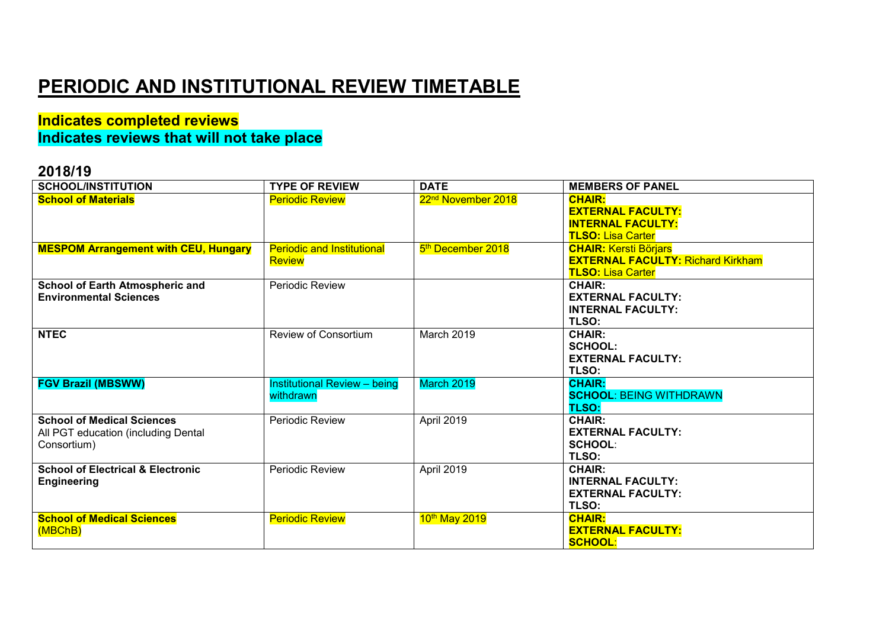# PERIODIC AND INSTITUTIONAL REVIEW TIMETABLE

## Indicates completed reviews
## Indicates reviews that will not take place

## 2018/19

| SCHOOL/INSTITUTION | TYPE OF REVIEW | DATE | MEMBERS OF PANEL |
|---|---|---|---|
| **School of Materials** | Periodic Review | 22nd November 2018 | **CHAIR:**<br>**EXTERNAL FACULTY:**<br>**INTERNAL FACULTY:**<br>**TLSO:** Lisa Carter |
| **MESPOM Arrangement with CEU, Hungary** | Periodic and Institutional Review | 5th December 2018 | **CHAIR:** Kersti Börjars<br>**EXTERNAL FACULTY:** Richard Kirkham<br>**TLSO:** Lisa Carter |
| **School of Earth Atmospheric and Environmental Sciences** | Periodic Review | | **CHAIR:**<br>**EXTERNAL FACULTY:**<br>**INTERNAL FACULTY:**<br>**TLSO:** |
| **NTEC** | Review of Consortium | March 2019 | **CHAIR:**<br>**SCHOOL:**<br>**EXTERNAL FACULTY:**<br>**TLSO:** |
| **FGV Brazil (MBSWW)** | Institutional Review – being withdrawn | March 2019 | **CHAIR:**<br>**SCHOOL**: BEING WITHDRAWN<br>**TLSO:** |
| **School of Medical Sciences**<br>All PGT education (including Dental Consortium) | Periodic Review | April 2019 | **CHAIR:**<br>**EXTERNAL FACULTY:**<br>**SCHOOL**:<br>**TLSO:** |
| **School of Electrical & Electronic Engineering** | Periodic Review | April 2019 | **CHAIR:**<br>**INTERNAL FACULTY:**<br>**EXTERNAL FACULTY:**<br>**TLSO:** |
| **School of Medical Sciences**<br>(MBChB) | Periodic Review | 10th May 2019 | **CHAIR:**<br>**EXTERNAL FACULTY:**<br>**SCHOOL**: |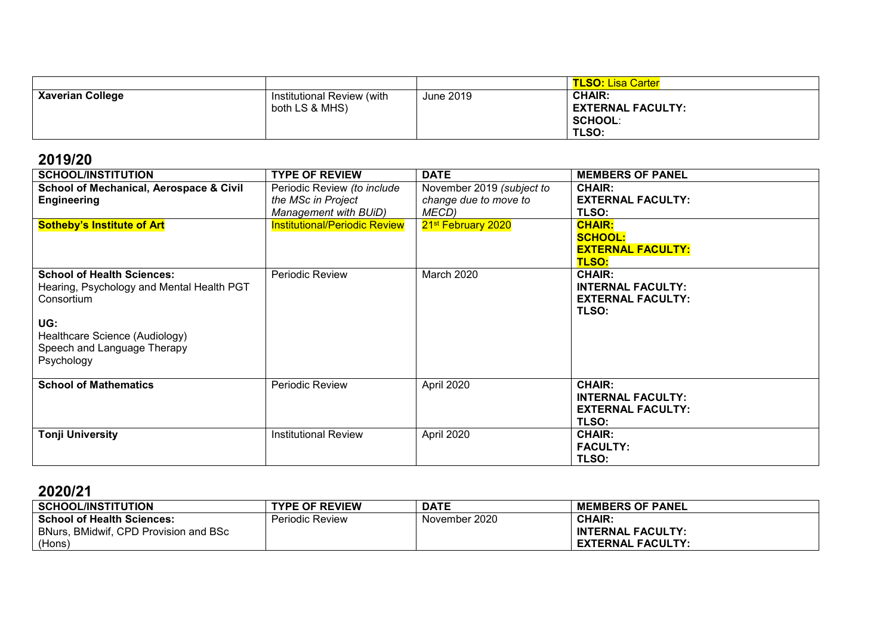| | | | **TLSO:** Lisa Carter |
|---|---|---|---|
| **Xaverian College** | Institutional Review (with both LS & MHS) | June 2019 | **CHAIR:**<br>**EXTERNAL FACULTY:**<br>**SCHOOL**:<br>**TLSO:** |

## 2019/20

| SCHOOL/INSTITUTION | TYPE OF REVIEW | DATE | MEMBERS OF PANEL |
|---|---|---|---|
| **School of Mechanical, Aerospace & Civil Engineering** | Periodic Review *(to include the MSc in Project Management with BUiD)* | November 2019 *(subject to change due to move to MECD)* | **CHAIR:**<br>**EXTERNAL FACULTY:**<br>**TLSO:** |
| **Sotheby's Institute of Art** | Institutional/Periodic Review | 21st February 2020 | **CHAIR:**<br>**SCHOOL:**<br>**EXTERNAL FACULTY:**<br>**TLSO:** |
| **School of Health Sciences:**<br>Hearing, Psychology and Mental Health PGT Consortium<br><br>**UG:**<br>Healthcare Science (Audiology)<br>Speech and Language Therapy<br>Psychology | Periodic Review | March 2020 | **CHAIR:**<br>**INTERNAL FACULTY:**<br>**EXTERNAL FACULTY:**<br>**TLSO:** |
| **School of Mathematics** | Periodic Review | April 2020 | **CHAIR:**<br>**INTERNAL FACULTY:**<br>**EXTERNAL FACULTY:**<br>**TLSO:** |
| **Tonji University** | Institutional Review | April 2020 | **CHAIR:**<br>**FACULTY:**<br>**TLSO:** |

## 2020/21

| SCHOOL/INSTITUTION | TYPE OF REVIEW | DATE | MEMBERS OF PANEL |
|---|---|---|---|
| **School of Health Sciences:**<br>BNurs, BMidwif, CPD Provision and BSc (Hons) | Periodic Review | November 2020 | **CHAIR:**<br>**INTERNAL FACULTY:**<br>**EXTERNAL FACULTY:** |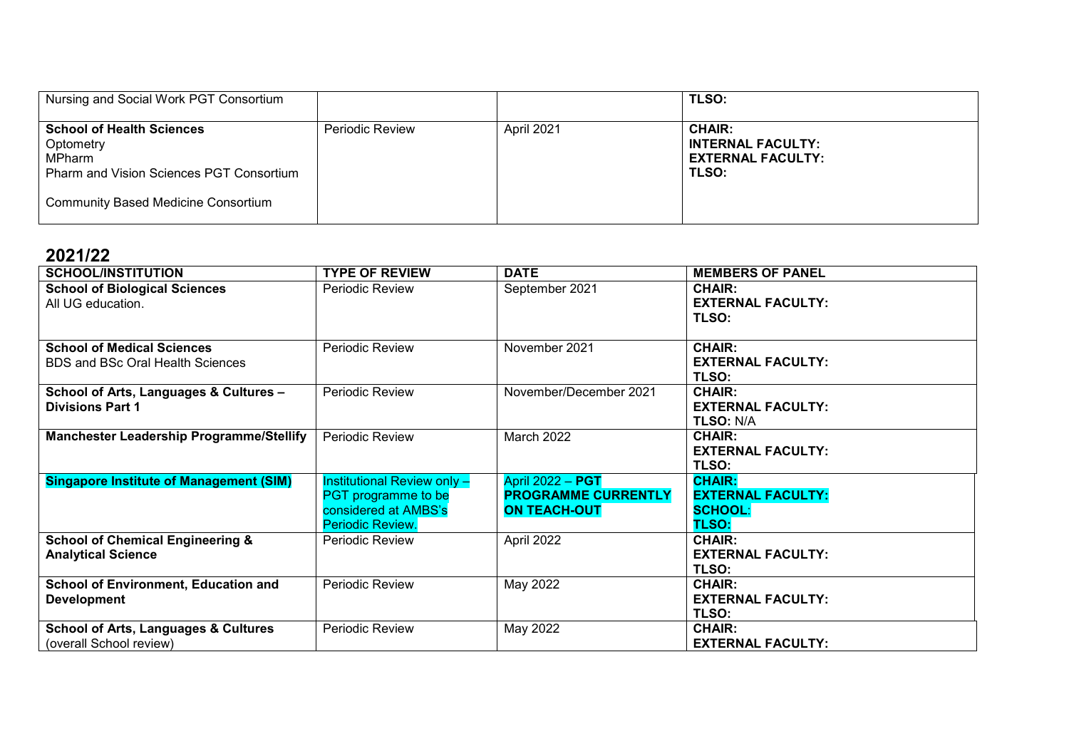| | | | |
|---|---|---|---|
| Nursing and Social Work PGT Consortium | | | **TLSO:** |
| **School of Health Sciences**<br>Optometry<br>MPharm<br>Pharm and Vision Sciences PGT Consortium<br><br>Community Based Medicine Consortium | Periodic Review | April 2021 | **CHAIR:**<br>**INTERNAL FACULTY:**<br>**EXTERNAL FACULTY:**<br>**TLSO:** |

## 2021/22

| SCHOOL/INSTITUTION | TYPE OF REVIEW | DATE | MEMBERS OF PANEL |
|---|---|---|---|
| **School of Biological Sciences**<br>All UG education. | Periodic Review | September 2021 | **CHAIR:**<br>**EXTERNAL FACULTY:**<br>**TLSO:** |
| **School of Medical Sciences**<br>BDS and BSc Oral Health Sciences | Periodic Review | November 2021 | **CHAIR:**<br>**EXTERNAL FACULTY:**<br>**TLSO:** |
| **School of Arts, Languages & Cultures – Divisions Part 1** | Periodic Review | November/December 2021 | **CHAIR:**<br>**EXTERNAL FACULTY:**<br>**TLSO:** N/A |
| **Manchester Leadership Programme/Stellify** | Periodic Review | March 2022 | **CHAIR:**<br>**EXTERNAL FACULTY:**<br>**TLSO:** |
| **Singapore Institute of Management (SIM)** | Institutional Review only – PGT programme to be considered at AMBS's Periodic Review. | April 2022 – **PGT PROGRAMME CURRENTLY ON TEACH-OUT** | **CHAIR:**<br>**EXTERNAL FACULTY:**<br>**SCHOOL:**<br>**TLSO:** |
| **School of Chemical Engineering & Analytical Science** | Periodic Review | April 2022 | **CHAIR:**<br>**EXTERNAL FACULTY:**<br>**TLSO:** |
| **School of Environment, Education and Development** | Periodic Review | May 2022 | **CHAIR:**<br>**EXTERNAL FACULTY:**<br>**TLSO:** |
| **School of Arts, Languages & Cultures** (overall School review) | Periodic Review | May 2022 | **CHAIR:**<br>**EXTERNAL FACULTY:** |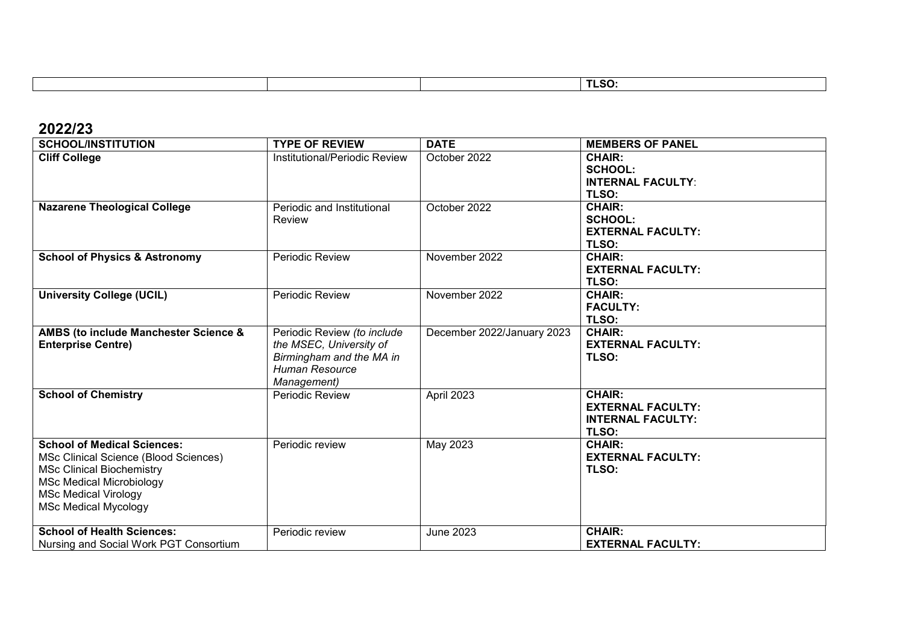| | | | TLSO: |
|---|---|---|---|

## 2022/23

| SCHOOL/INSTITUTION | TYPE OF REVIEW | DATE | MEMBERS OF PANEL |
|---|---|---|---|
| **Cliff College** | Institutional/Periodic Review | October 2022 | **CHAIR:**<br>**SCHOOL:**<br>**INTERNAL FACULTY**:<br>**TLSO:** |
| **Nazarene Theological College** | Periodic and Institutional Review | October 2022 | **CHAIR:**<br>**SCHOOL:**<br>**EXTERNAL FACULTY:**<br>**TLSO:** |
| **School of Physics & Astronomy** | Periodic Review | November 2022 | **CHAIR:**<br>**EXTERNAL FACULTY:**<br>**TLSO:** |
| **University College (UCIL)** | Periodic Review | November 2022 | **CHAIR:**<br>**FACULTY:**<br>**TLSO:** |
| **AMBS (to include Manchester Science & Enterprise Centre)** | Periodic Review *(to include the MSEC, University of Birmingham and the MA in Human Resource Management)* | December 2022/January 2023 | **CHAIR:**<br>**EXTERNAL FACULTY:**<br>**TLSO:** |
| **School of Chemistry** | Periodic Review | April 2023 | **CHAIR:**<br>**EXTERNAL FACULTY:**<br>**INTERNAL FACULTY:**<br>**TLSO:** |
| **School of Medical Sciences:**<br>MSc Clinical Science (Blood Sciences)<br>MSc Clinical Biochemistry<br>MSc Medical Microbiology<br>MSc Medical Virology<br>MSc Medical Mycology | Periodic review | May 2023 | **CHAIR:**<br>**EXTERNAL FACULTY:**<br>**TLSO:** |
| **School of Health Sciences:**<br>Nursing and Social Work PGT Consortium | Periodic review | June 2023 | **CHAIR:**<br>**EXTERNAL FACULTY:** |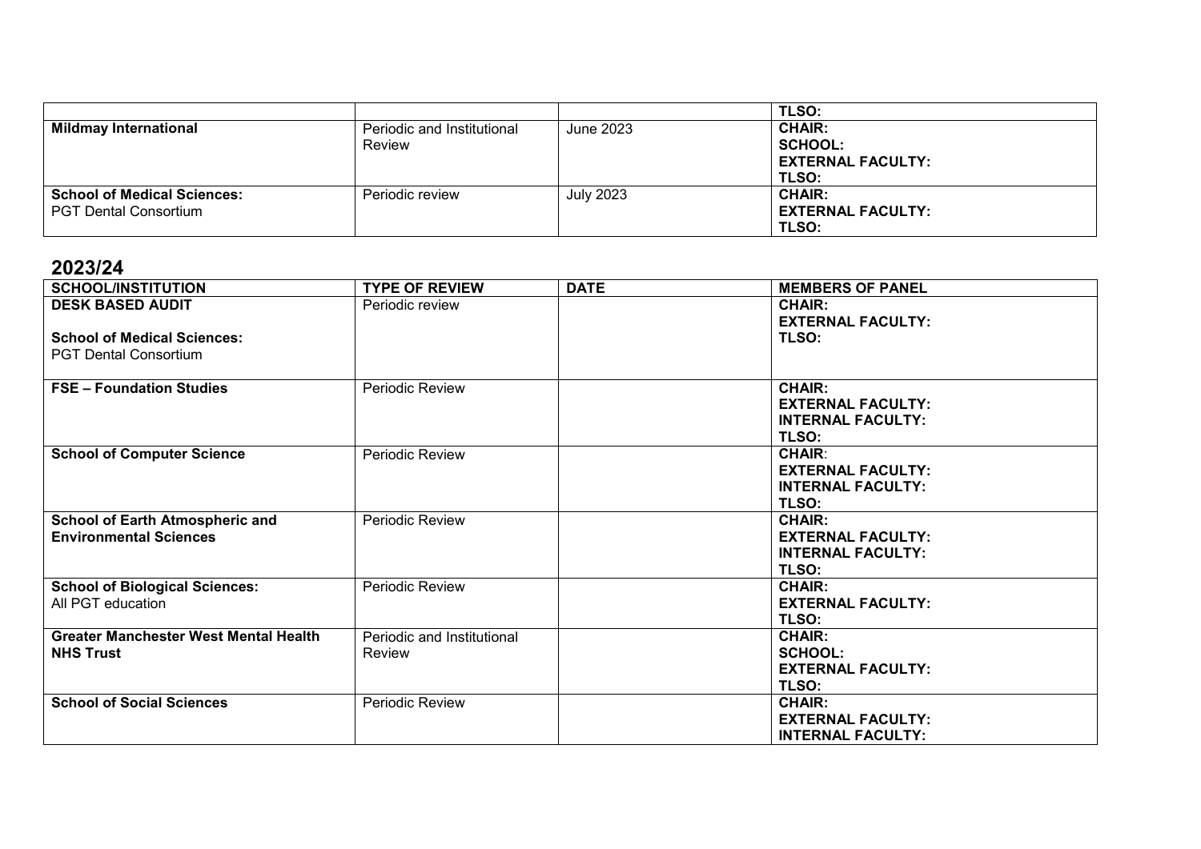| | | | TLSO: |
|---|---|---|---|
| **Mildmay International** | Periodic and Institutional Review | June 2023 | **CHAIR:**<br>**SCHOOL:**<br>**EXTERNAL FACULTY:**<br>**TLSO:** |
| **School of Medical Sciences:**<br>PGT Dental Consortium | Periodic review | July 2023 | **CHAIR:**<br>**EXTERNAL FACULTY:**<br>**TLSO:** |

## 2023/24

| SCHOOL/INSTITUTION | TYPE OF REVIEW | DATE | MEMBERS OF PANEL |
|---|---|---|---|
| **DESK BASED AUDIT**<br><br>**School of Medical Sciences:**<br>PGT Dental Consortium | Periodic review | | **CHAIR:**<br>**EXTERNAL FACULTY:**<br>**TLSO:** |
| **FSE – Foundation Studies** | Periodic Review | | **CHAIR:**<br>**EXTERNAL FACULTY:**<br>**INTERNAL FACULTY:**<br>**TLSO:** |
| **School of Computer Science** | Periodic Review | | **CHAIR**:<br>**EXTERNAL FACULTY:**<br>**INTERNAL FACULTY:**<br>**TLSO:** |
| **School of Earth Atmospheric and Environmental Sciences** | Periodic Review | | **CHAIR:**<br>**EXTERNAL FACULTY:**<br>**INTERNAL FACULTY:**<br>**TLSO:** |
| **School of Biological Sciences:**<br>All PGT education | Periodic Review | | **CHAIR:**<br>**EXTERNAL FACULTY:**<br>**TLSO:** |
| **Greater Manchester West Mental Health NHS Trust** | Periodic and Institutional Review | | **CHAIR:**<br>**SCHOOL:**<br>**EXTERNAL FACULTY:**<br>**TLSO:** |
| **School of Social Sciences** | Periodic Review | | **CHAIR:**<br>**EXTERNAL FACULTY:**<br>**INTERNAL FACULTY:** |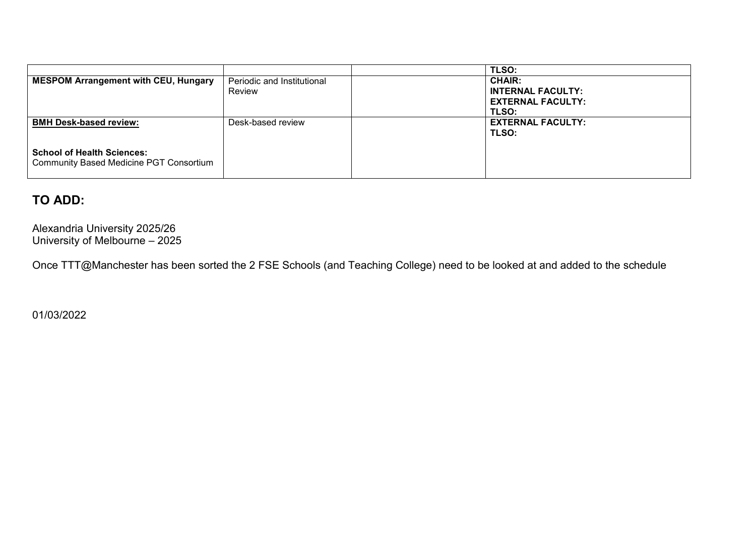| | | | |
|---|---|---|---|
| | | | **TLSO:** |
| **MESPOM Arrangement with CEU, Hungary** | Periodic and Institutional Review | | **CHAIR:**<br>**INTERNAL FACULTY:**<br>**EXTERNAL FACULTY:**<br>**TLSO:** |
| **BMH Desk-based review:**<br><br>**School of Health Sciences:**<br>Community Based Medicine PGT Consortium | Desk-based review | | **EXTERNAL FACULTY:**<br>**TLSO:** |

## TO ADD:

Alexandria University 2025/26
University of Melbourne – 2025

Once TTT@Manchester has been sorted the 2 FSE Schools (and Teaching College) need to be looked at and added to the schedule

01/03/2022